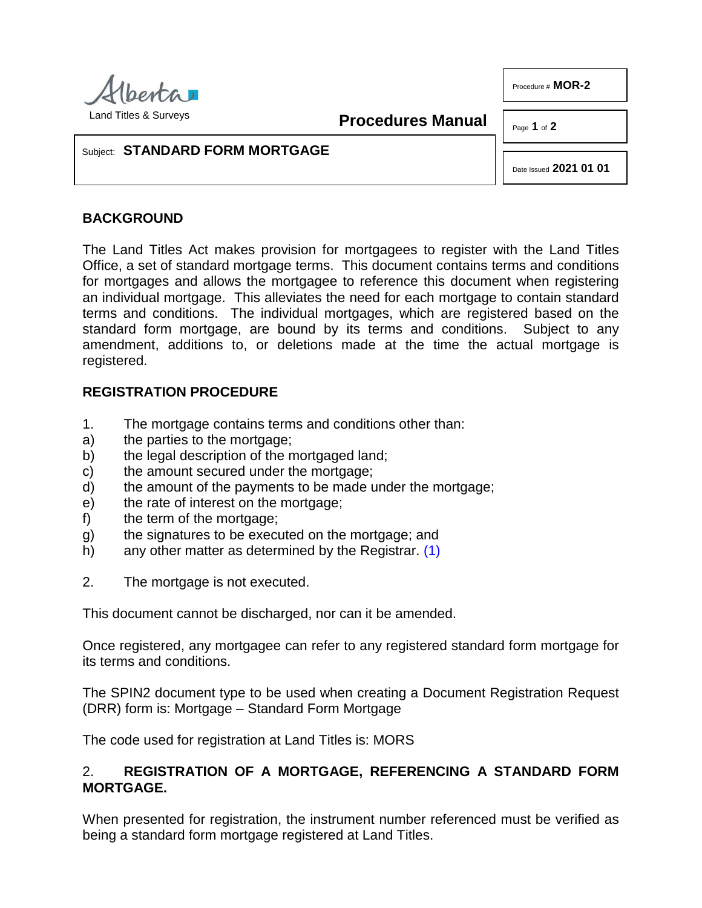Alberta
Land Titles & Surveys

**Procedures Manual**

Procedure # **MOR-2**

Subject: **STANDARD FORM MORTGAGE**

Date Issued **2021 01 01**

## BACKGROUND

The Land Titles Act makes provision for mortgagees to register with the Land Titles Office, a set of standard mortgage terms. This document contains terms and conditions for mortgages and allows the mortgagee to reference this document when registering an individual mortgage. This alleviates the need for each mortgage to contain standard terms and conditions. The individual mortgages, which are registered based on the standard form mortgage, are bound by its terms and conditions. Subject to any amendment, additions to, or deletions made at the time the actual mortgage is registered.

## REGISTRATION PROCEDURE

1. The mortgage contains terms and conditions other than:
   a) the parties to the mortgage;
   b) the legal description of the mortgaged land;
   c) the amount secured under the mortgage;
   d) the amount of the payments to be made under the mortgage;
   e) the rate of interest on the mortgage;
   f) the term of the mortgage;
   g) the signatures to be executed on the mortgage; and
   h) any other matter as determined by the Registrar. (1)

2. The mortgage is not executed.

This document cannot be discharged, nor can it be amended.

Once registered, any mortgagee can refer to any registered standard form mortgage for its terms and conditions.

The SPIN2 document type to be used when creating a Document Registration Request (DRR) form is: Mortgage – Standard Form Mortgage

The code used for registration at Land Titles is: MORS

## 2. REGISTRATION OF A MORTGAGE, REFERENCING A STANDARD FORM MORTGAGE.

When presented for registration, the instrument number referenced must be verified as being a standard form mortgage registered at Land Titles.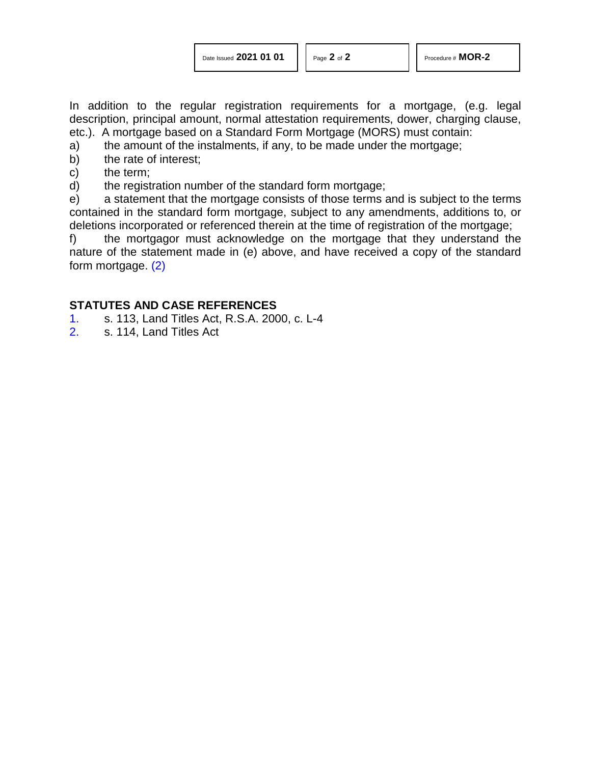In addition to the regular registration requirements for a mortgage, (e.g. legal description, principal amount, normal attestation requirements, dower, charging clause, etc.). A mortgage based on a Standard Form Mortgage (MORS) must contain:

a) the amount of the instalments, if any, to be made under the mortgage;
b) the rate of interest;
c) the term;
d) the registration number of the standard form mortgage;
e) a statement that the mortgage consists of those terms and is subject to the terms contained in the standard form mortgage, subject to any amendments, additions to, or deletions incorporated or referenced therein at the time of registration of the mortgage;
f) the mortgagor must acknowledge on the mortgage that they understand the nature of the statement made in (e) above, and have received a copy of the standard form mortgage. (2)

### STATUTES AND CASE REFERENCES

1. s. 113, Land Titles Act, R.S.A. 2000, c. L-4
2. s. 114, Land Titles Act